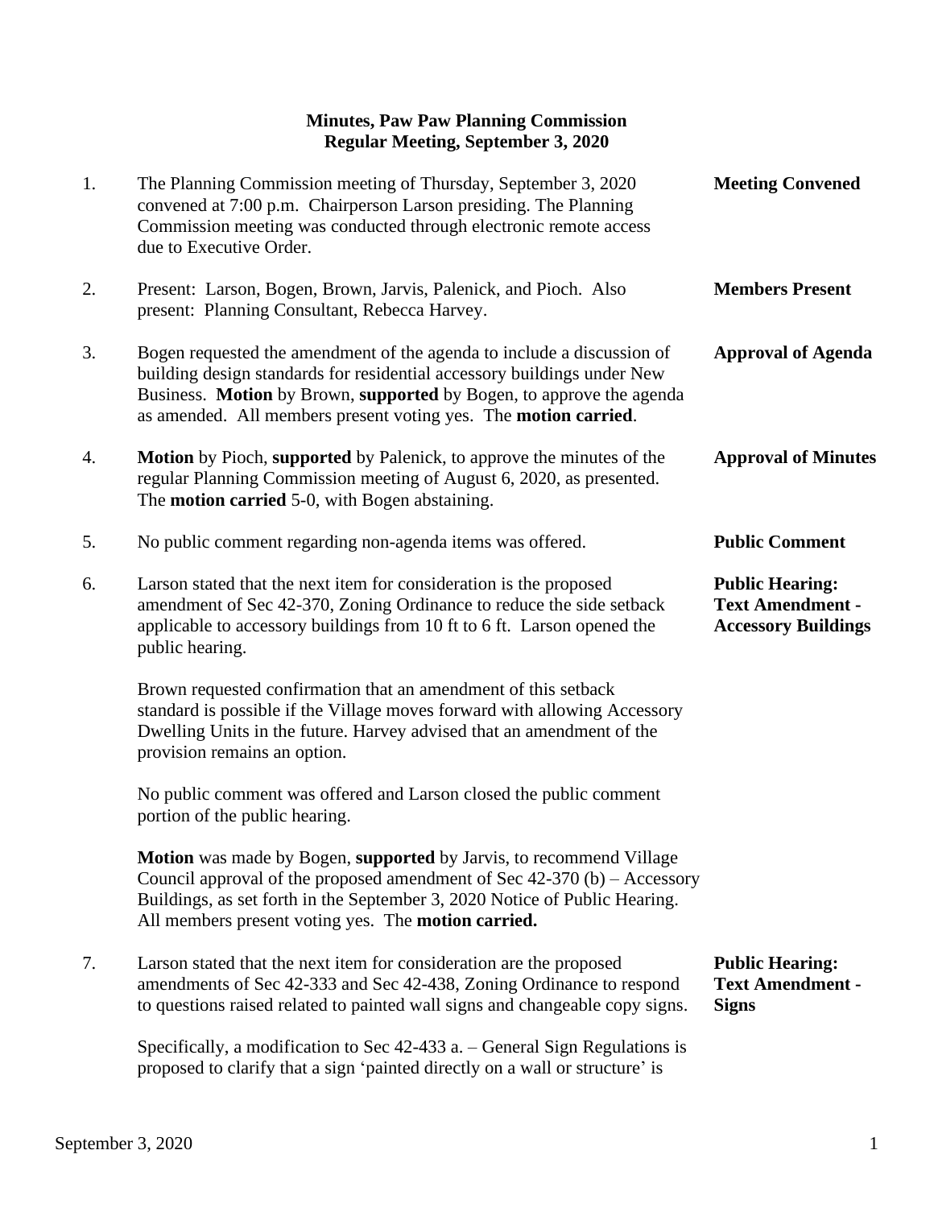**Minutes, Paw Paw Planning Commission**
**Regular Meeting, September 3, 2020**

1. **Meeting Convened**

   The Planning Commission meeting of Thursday, September 3, 2020 convened at 7:00 p.m. Chairperson Larson presiding. The Planning Commission meeting was conducted through electronic remote access due to Executive Order.

2. **Members Present**

   Present: Larson, Bogen, Brown, Jarvis, Palenick, and Pioch. Also present: Planning Consultant, Rebecca Harvey.

3. **Approval of Agenda**

   Bogen requested the amendment of the agenda to include a discussion of building design standards for residential accessory buildings under New Business. **Motion** by Brown, **supported** by Bogen, to approve the agenda as amended. All members present voting yes. The **motion carried**.

4. **Approval of Minutes**

   **Motion** by Pioch, **supported** by Palenick, to approve the minutes of the regular Planning Commission meeting of August 6, 2020, as presented. The **motion carried** 5-0, with Bogen abstaining.

5. **Public Comment**

   No public comment regarding non-agenda items was offered.

6. **Public Hearing: Text Amendment - Accessory Buildings**

   Larson stated that the next item for consideration is the proposed amendment of Sec 42-370, Zoning Ordinance to reduce the side setback applicable to accessory buildings from 10 ft to 6 ft. Larson opened the public hearing.

   Brown requested confirmation that an amendment of this setback standard is possible if the Village moves forward with allowing Accessory Dwelling Units in the future. Harvey advised that an amendment of the provision remains an option.

   No public comment was offered and Larson closed the public comment portion of the public hearing.

   **Motion** was made by Bogen, **supported** by Jarvis, to recommend Village Council approval of the proposed amendment of Sec 42-370 (b) – Accessory Buildings, as set forth in the September 3, 2020 Notice of Public Hearing. All members present voting yes. The **motion carried.**

7. **Public Hearing: Text Amendment - Signs**

   Larson stated that the next item for consideration are the proposed amendments of Sec 42-333 and Sec 42-438, Zoning Ordinance to respond to questions raised related to painted wall signs and changeable copy signs.

   Specifically, a modification to Sec 42-433 a. – General Sign Regulations is proposed to clarify that a sign 'painted directly on a wall or structure' is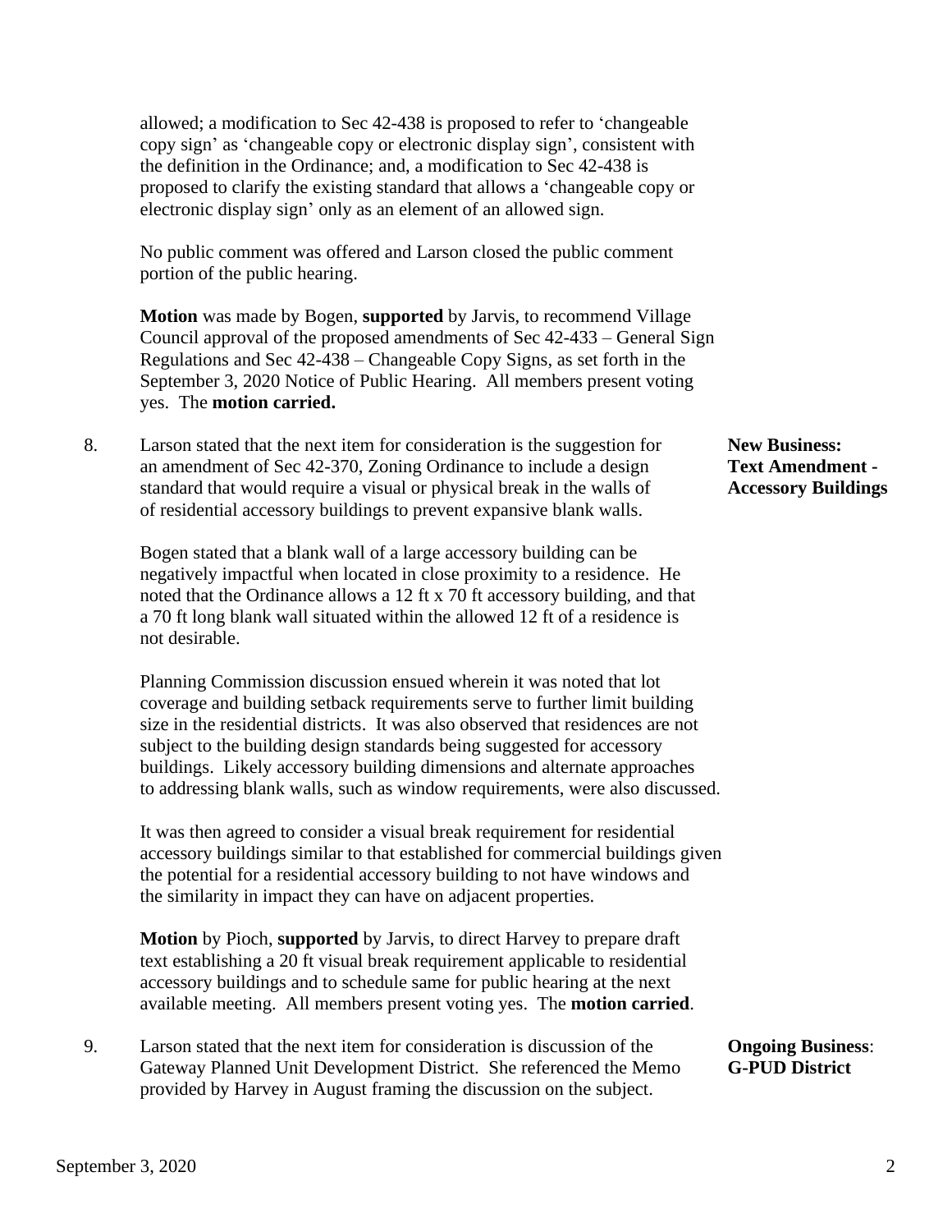allowed; a modification to Sec 42-438 is proposed to refer to 'changeable copy sign' as 'changeable copy or electronic display sign', consistent with the definition in the Ordinance; and, a modification to Sec 42-438 is proposed to clarify the existing standard that allows a 'changeable copy or electronic display sign' only as an element of an allowed sign.

No public comment was offered and Larson closed the public comment portion of the public hearing.

**Motion** was made by Bogen, **supported** by Jarvis, to recommend Village Council approval of the proposed amendments of Sec 42-433 – General Sign Regulations and Sec 42-438 – Changeable Copy Signs, as set forth in the September 3, 2020 Notice of Public Hearing. All members present voting yes. The **motion carried.**

**New Business: Text Amendment - Accessory Buildings**

8. Larson stated that the next item for consideration is the suggestion for an amendment of Sec 42-370, Zoning Ordinance to include a design standard that would require a visual or physical break in the walls of of residential accessory buildings to prevent expansive blank walls.

   Bogen stated that a blank wall of a large accessory building can be negatively impactful when located in close proximity to a residence. He noted that the Ordinance allows a 12 ft x 70 ft accessory building, and that a 70 ft long blank wall situated within the allowed 12 ft of a residence is not desirable.

   Planning Commission discussion ensued wherein it was noted that lot coverage and building setback requirements serve to further limit building size in the residential districts. It was also observed that residences are not subject to the building design standards being suggested for accessory buildings. Likely accessory building dimensions and alternate approaches to addressing blank walls, such as window requirements, were also discussed.

   It was then agreed to consider a visual break requirement for residential accessory buildings similar to that established for commercial buildings given the potential for a residential accessory building to not have windows and the similarity in impact they can have on adjacent properties.

   **Motion** by Pioch, **supported** by Jarvis, to direct Harvey to prepare draft text establishing a 20 ft visual break requirement applicable to residential accessory buildings and to schedule same for public hearing at the next available meeting. All members present voting yes. The **motion carried**.

**Ongoing Business: G-PUD District**

9. Larson stated that the next item for consideration is discussion of the Gateway Planned Unit Development District. She referenced the Memo provided by Harvey in August framing the discussion on the subject.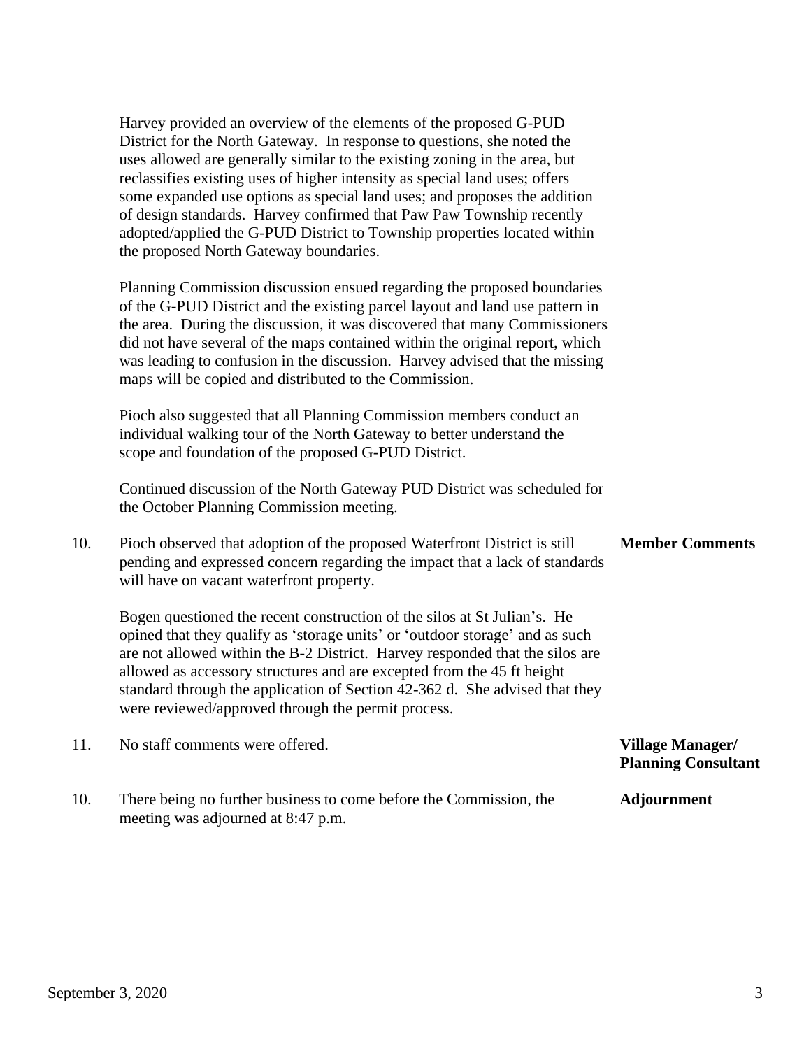Harvey provided an overview of the elements of the proposed G-PUD District for the North Gateway. In response to questions, she noted the uses allowed are generally similar to the existing zoning in the area, but reclassifies existing uses of higher intensity as special land uses; offers some expanded use options as special land uses; and proposes the addition of design standards. Harvey confirmed that Paw Paw Township recently adopted/applied the G-PUD District to Township properties located within the proposed North Gateway boundaries.

Planning Commission discussion ensued regarding the proposed boundaries of the G-PUD District and the existing parcel layout and land use pattern in the area. During the discussion, it was discovered that many Commissioners did not have several of the maps contained within the original report, which was leading to confusion in the discussion. Harvey advised that the missing maps will be copied and distributed to the Commission.

Pioch also suggested that all Planning Commission members conduct an individual walking tour of the North Gateway to better understand the scope and foundation of the proposed G-PUD District.

Continued discussion of the North Gateway PUD District was scheduled for the October Planning Commission meeting.

10. **Member Comments**

Pioch observed that adoption of the proposed Waterfront District is still pending and expressed concern regarding the impact that a lack of standards will have on vacant waterfront property.

Bogen questioned the recent construction of the silos at St Julian's. He opined that they qualify as 'storage units' or 'outdoor storage' and as such are not allowed within the B-2 District. Harvey responded that the silos are allowed as accessory structures and are excepted from the 45 ft height standard through the application of Section 42-362 d. She advised that they were reviewed/approved through the permit process.

11. **Village Manager/ Planning Consultant**

No staff comments were offered.

10. **Adjournment**

There being no further business to come before the Commission, the meeting was adjourned at 8:47 p.m.